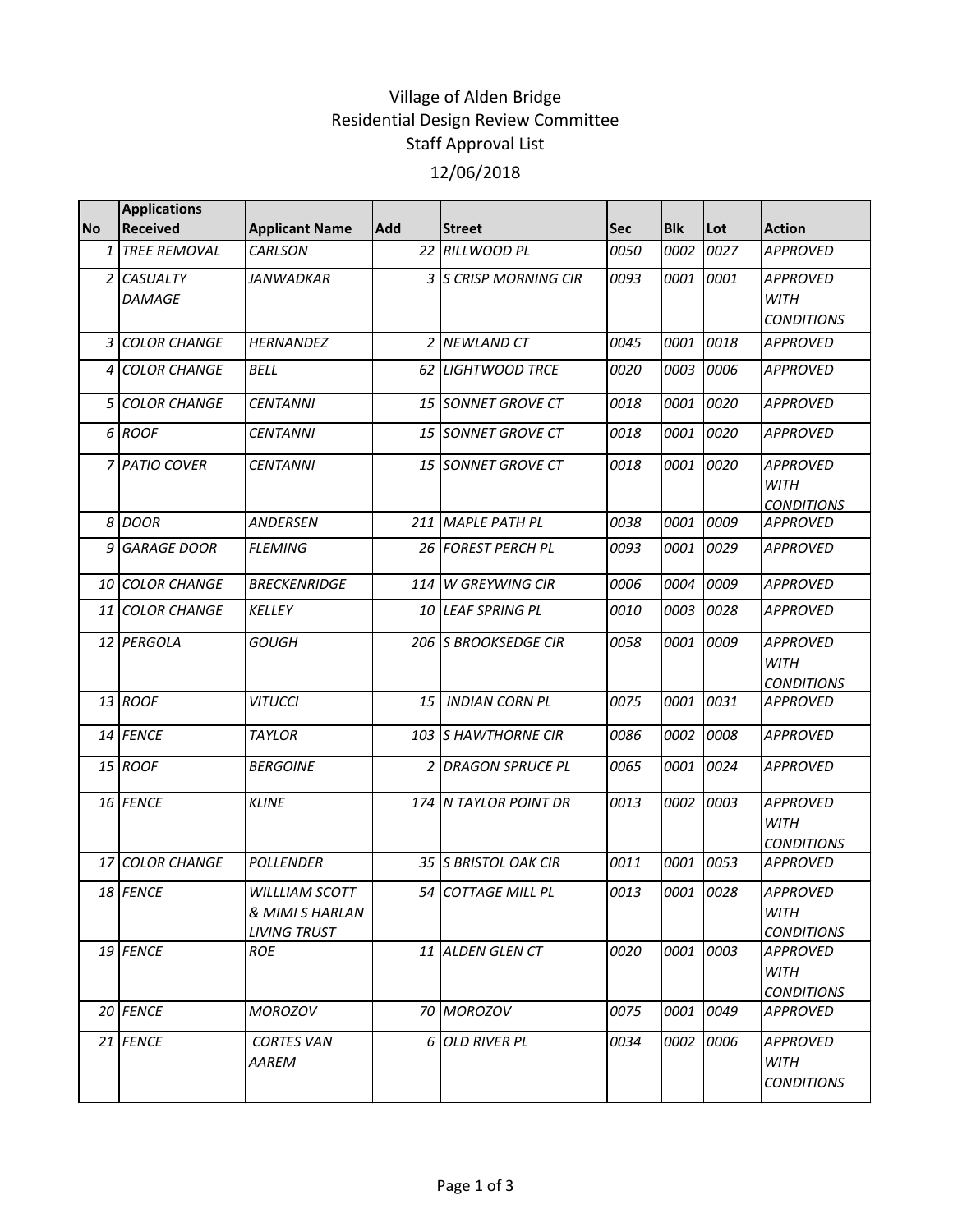# Village of Alden Bridge
## Residential Design Review Committee
## Staff Approval List
## 12/06/2018

| No | Applications Received | Applicant Name | Add | Street | Sec | Blk | Lot | Action |
|---|---|---|---|---|---|---|---|---|
| 1 | *TREE REMOVAL* | *CARLSON* | 22 | *RILLWOOD PL* | 0050 | 0002 | 0027 | *APPROVED* |
| 2 | *CASUALTY DAMAGE* | *JANWADKAR* | 3 | *S CRISP MORNING CIR* | 0093 | 0001 | 0001 | *APPROVED WITH CONDITIONS* |
| 3 | *COLOR CHANGE* | *HERNANDEZ* | 2 | *NEWLAND CT* | 0045 | 0001 | 0018 | *APPROVED* |
| 4 | *COLOR CHANGE* | *BELL* | 62 | *LIGHTWOOD TRCE* | 0020 | 0003 | 0006 | *APPROVED* |
| 5 | *COLOR CHANGE* | *CENTANNI* | 15 | *SONNET GROVE CT* | 0018 | 0001 | 0020 | *APPROVED* |
| 6 | *ROOF* | *CENTANNI* | 15 | *SONNET GROVE CT* | 0018 | 0001 | 0020 | *APPROVED* |
| 7 | *PATIO COVER* | *CENTANNI* | 15 | *SONNET GROVE CT* | 0018 | 0001 | 0020 | *APPROVED WITH CONDITIONS* |
| 8 | *DOOR* | *ANDERSEN* | 211 | *MAPLE PATH PL* | 0038 | 0001 | 0009 | *APPROVED* |
| 9 | *GARAGE DOOR* | *FLEMING* | 26 | *FOREST PERCH PL* | 0093 | 0001 | 0029 | *APPROVED* |
| 10 | *COLOR CHANGE* | *BRECKENRIDGE* | 114 | *W GREYWING CIR* | 0006 | 0004 | 0009 | *APPROVED* |
| 11 | *COLOR CHANGE* | *KELLEY* | 10 | *LEAF SPRING PL* | 0010 | 0003 | 0028 | *APPROVED* |
| 12 | *PERGOLA* | *GOUGH* | 206 | *S BROOKSEDGE CIR* | 0058 | 0001 | 0009 | *APPROVED WITH CONDITIONS* |
| 13 | *ROOF* | *VITUCCI* | 15 | *INDIAN CORN PL* | 0075 | 0001 | 0031 | *APPROVED* |
| 14 | *FENCE* | *TAYLOR* | 103 | *S HAWTHORNE CIR* | 0086 | 0002 | 0008 | *APPROVED* |
| 15 | *ROOF* | *BERGOINE* | 2 | *DRAGON SPRUCE PL* | 0065 | 0001 | 0024 | *APPROVED* |
| 16 | *FENCE* | *KLINE* | 174 | *N TAYLOR POINT DR* | 0013 | 0002 | 0003 | *APPROVED WITH CONDITIONS* |
| 17 | *COLOR CHANGE* | *POLLENDER* | 35 | *S BRISTOL OAK CIR* | 0011 | 0001 | 0053 | *APPROVED* |
| 18 | *FENCE* | *WILLLIAM SCOTT & MIMI S HARLAN LIVING TRUST* | 54 | *COTTAGE MILL PL* | 0013 | 0001 | 0028 | *APPROVED WITH CONDITIONS* |
| 19 | *FENCE* | *ROE* | 11 | *ALDEN GLEN CT* | 0020 | 0001 | 0003 | *APPROVED WITH CONDITIONS* |
| 20 | *FENCE* | *MOROZOV* | 70 | *MOROZOV* | 0075 | 0001 | 0049 | *APPROVED* |
| 21 | *FENCE* | *CORTES VAN AAREM* | 6 | *OLD RIVER PL* | 0034 | 0002 | 0006 | *APPROVED WITH CONDITIONS* |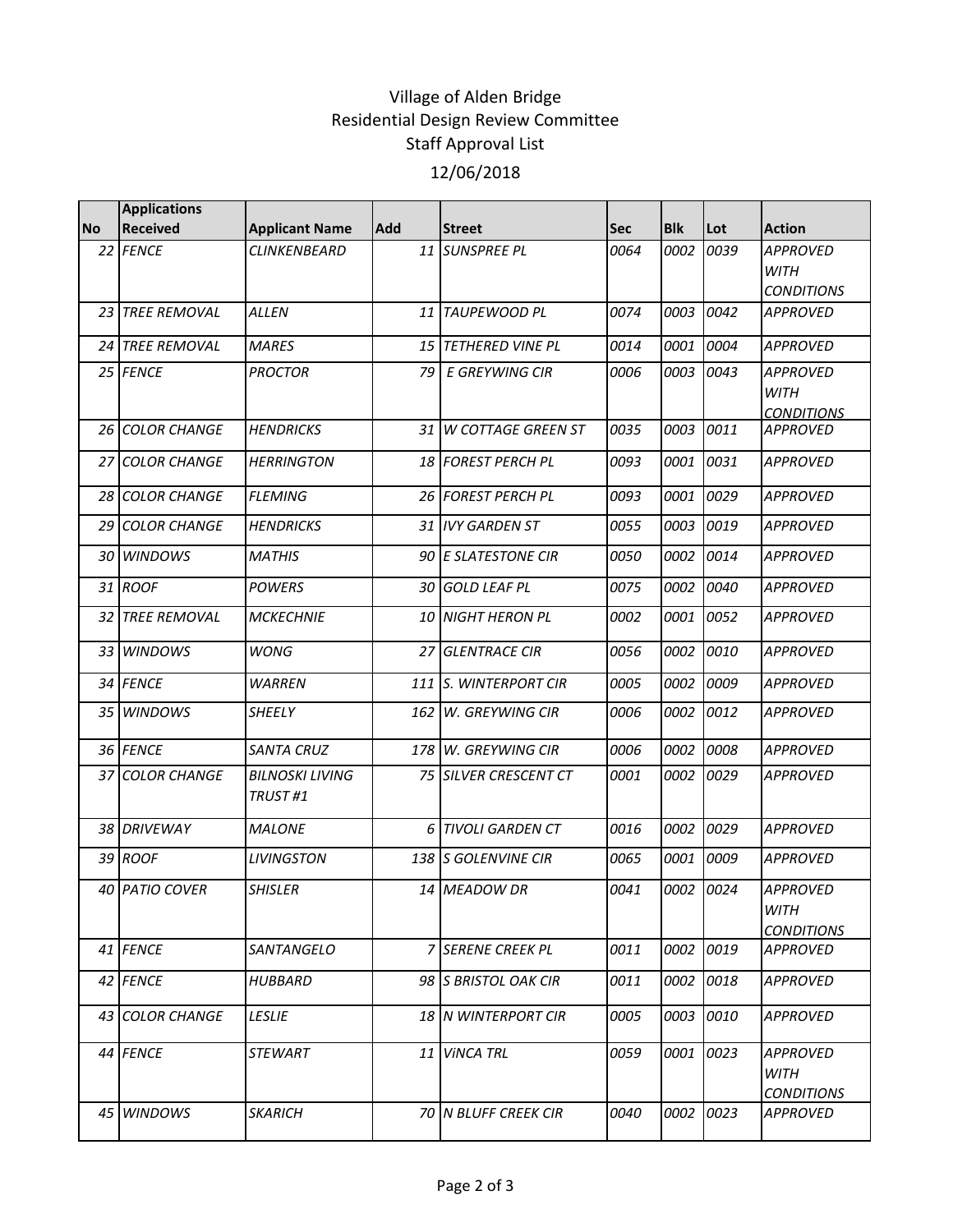Village of Alden Bridge
Residential Design Review Committee
Staff Approval List
12/06/2018

| No | Applications Received | Applicant Name | Add | Street | Sec | Blk | Lot | Action |
|---|---|---|---|---|---|---|---|---|
| 22 | FENCE | CLINKENBEARD | 11 | SUNSPREE PL | 0064 | 0002 | 0039 | APPROVED WITH CONDITIONS |
| 23 | TREE REMOVAL | ALLEN | 11 | TAUPEWOOD PL | 0074 | 0003 | 0042 | APPROVED |
| 24 | TREE REMOVAL | MARES | 15 | TETHERED VINE PL | 0014 | 0001 | 0004 | APPROVED |
| 25 | FENCE | PROCTOR | 79 | E GREYWING CIR | 0006 | 0003 | 0043 | APPROVED WITH CONDITIONS |
| 26 | COLOR CHANGE | HENDRICKS | 31 | W COTTAGE GREEN ST | 0035 | 0003 | 0011 | APPROVED |
| 27 | COLOR CHANGE | HERRINGTON | 18 | FOREST PERCH PL | 0093 | 0001 | 0031 | APPROVED |
| 28 | COLOR CHANGE | FLEMING | 26 | FOREST PERCH PL | 0093 | 0001 | 0029 | APPROVED |
| 29 | COLOR CHANGE | HENDRICKS | 31 | IVY GARDEN ST | 0055 | 0003 | 0019 | APPROVED |
| 30 | WINDOWS | MATHIS | 90 | E SLATESTONE CIR | 0050 | 0002 | 0014 | APPROVED |
| 31 | ROOF | POWERS | 30 | GOLD LEAF PL | 0075 | 0002 | 0040 | APPROVED |
| 32 | TREE REMOVAL | MCKECHNIE | 10 | NIGHT HERON PL | 0002 | 0001 | 0052 | APPROVED |
| 33 | WINDOWS | WONG | 27 | GLENTRACE CIR | 0056 | 0002 | 0010 | APPROVED |
| 34 | FENCE | WARREN | 111 | S. WINTERPORT CIR | 0005 | 0002 | 0009 | APPROVED |
| 35 | WINDOWS | SHEELY | 162 | W. GREYWING CIR | 0006 | 0002 | 0012 | APPROVED |
| 36 | FENCE | SANTA CRUZ | 178 | W. GREYWING CIR | 0006 | 0002 | 0008 | APPROVED |
| 37 | COLOR CHANGE | BILNOSKI LIVING TRUST #1 | 75 | SILVER CRESCENT CT | 0001 | 0002 | 0029 | APPROVED |
| 38 | DRIVEWAY | MALONE | 6 | TIVOLI GARDEN CT | 0016 | 0002 | 0029 | APPROVED |
| 39 | ROOF | LIVINGSTON | 138 | S GOLENVINE CIR | 0065 | 0001 | 0009 | APPROVED |
| 40 | PATIO COVER | SHISLER | 14 | MEADOW DR | 0041 | 0002 | 0024 | APPROVED WITH CONDITIONS |
| 41 | FENCE | SANTANGELO | 7 | SERENE CREEK PL | 0011 | 0002 | 0019 | APPROVED |
| 42 | FENCE | HUBBARD | 98 | S BRISTOL OAK CIR | 0011 | 0002 | 0018 | APPROVED |
| 43 | COLOR CHANGE | LESLIE | 18 | N WINTERPORT CIR | 0005 | 0003 | 0010 | APPROVED |
| 44 | FENCE | STEWART | 11 | ViNCA TRL | 0059 | 0001 | 0023 | APPROVED WITH CONDITIONS |
| 45 | WINDOWS | SKARICH | 70 | N BLUFF CREEK CIR | 0040 | 0002 | 0023 | APPROVED |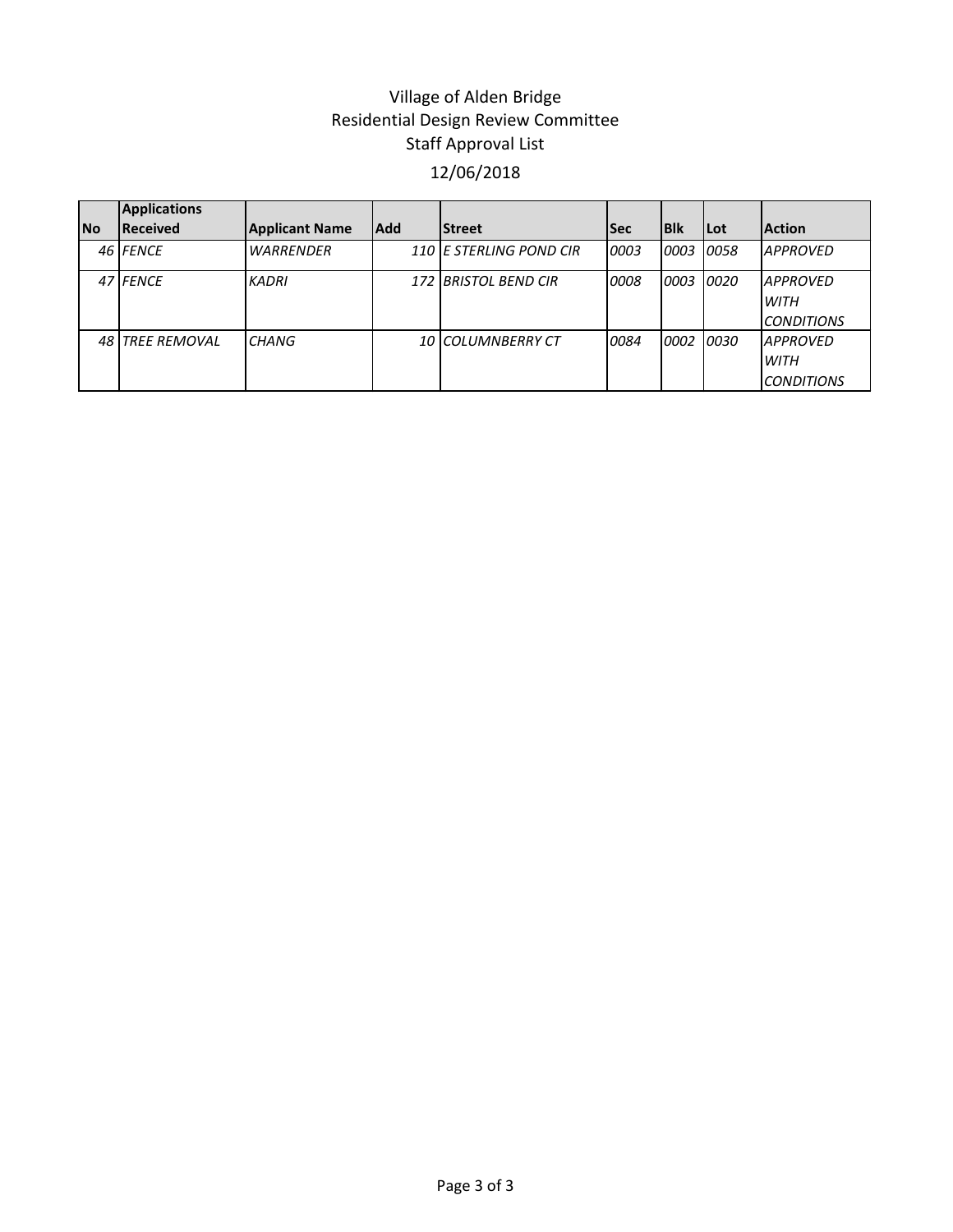# Village of Alden Bridge
## Residential Design Review Committee
## Staff Approval List
## 12/06/2018

| No | Applications Received | Applicant Name | Add | Street | Sec | Blk | Lot | Action |
|---|---|---|---|---|---|---|---|---|
| *46* | *FENCE* | *WARRENDER* | *110* | *E STERLING POND CIR* | *0003* | *0003* | *0058* | *APPROVED* |
| *47* | *FENCE* | *KADRI* | *172* | *BRISTOL BEND CIR* | *0008* | *0003* | *0020* | *APPROVED WITH CONDITIONS* |
| *48* | *TREE REMOVAL* | *CHANG* | *10* | *COLUMNBERRY CT* | *0084* | *0002* | *0030* | *APPROVED WITH CONDITIONS* |